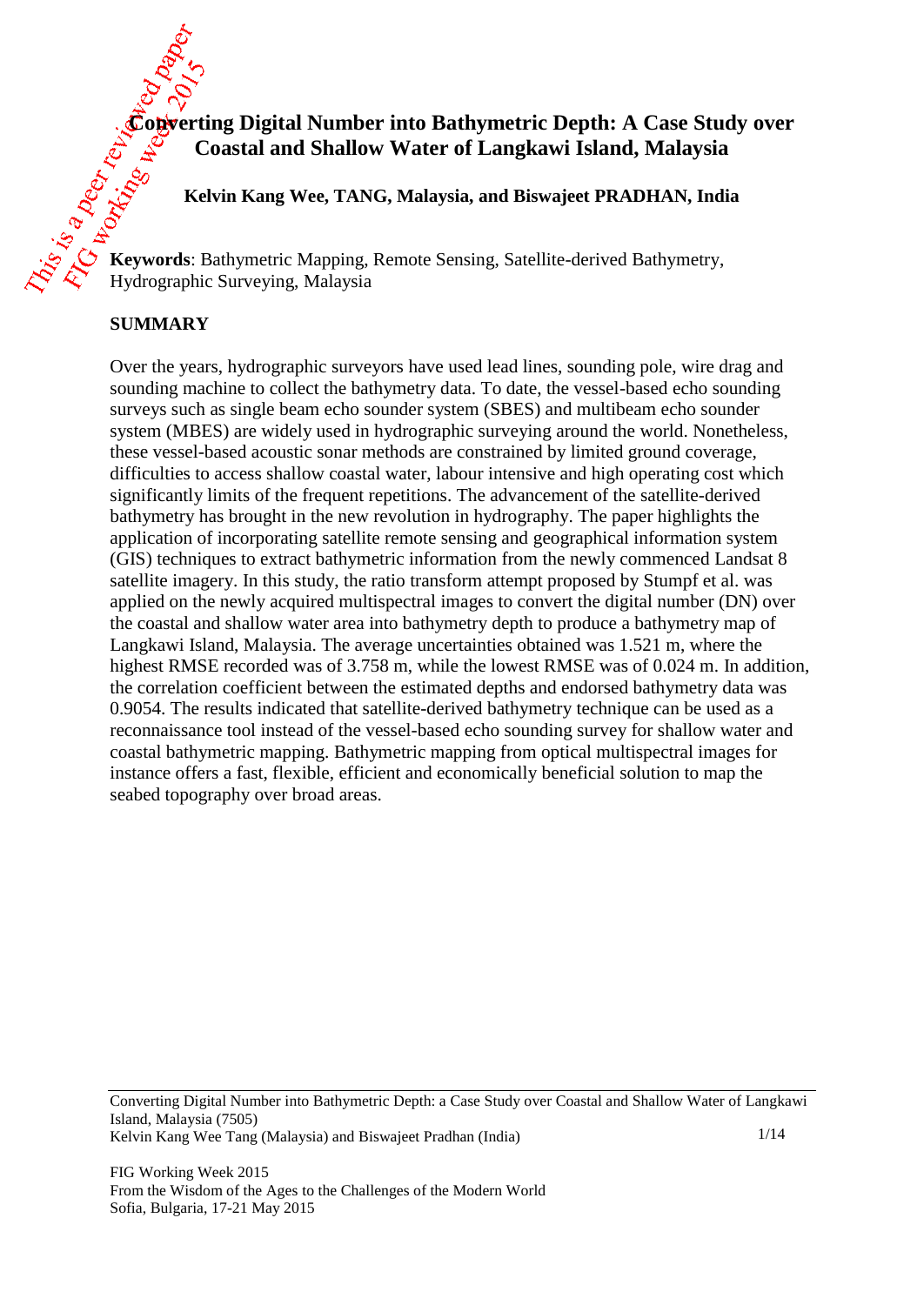# Converting Digital Number into Bathymetric Depth: A Case Study over Coastal and Shallow Water of Langkawi Island, Malaysia

**Kelvin Kang Wee, TANG, Malaysia, and Biswajeet PRADHAN, India**

**Keywords**: Bathymetric Mapping, Remote Sensing, Satellite-derived Bathymetry, Hydrographic Surveying, Malaysia

## SUMMARY

Over the years, hydrographic surveyors have used lead lines, sounding pole, wire drag and sounding machine to collect the bathymetry data. To date, the vessel-based echo sounding surveys such as single beam echo sounder system (SBES) and multibeam echo sounder system (MBES) are widely used in hydrographic surveying around the world. Nonetheless, these vessel-based acoustic sonar methods are constrained by limited ground coverage, difficulties to access shallow coastal water, labour intensive and high operating cost which significantly limits of the frequent repetitions. The advancement of the satellite-derived bathymetry has brought in the new revolution in hydrography. The paper highlights the application of incorporating satellite remote sensing and geographical information system (GIS) techniques to extract bathymetric information from the newly commenced Landsat 8 satellite imagery. In this study, the ratio transform attempt proposed by Stumpf et al. was applied on the newly acquired multispectral images to convert the digital number (DN) over the coastal and shallow water area into bathymetry depth to produce a bathymetry map of Langkawi Island, Malaysia. The average uncertainties obtained was 1.521 m, where the highest RMSE recorded was of 3.758 m, while the lowest RMSE was of 0.024 m. In addition, the correlation coefficient between the estimated depths and endorsed bathymetry data was 0.9054. The results indicated that satellite-derived bathymetry technique can be used as a reconnaissance tool instead of the vessel-based echo sounding survey for shallow water and coastal bathymetric mapping. Bathymetric mapping from optical multispectral images for instance offers a fast, flexible, efficient and economically beneficial solution to map the seabed topography over broad areas.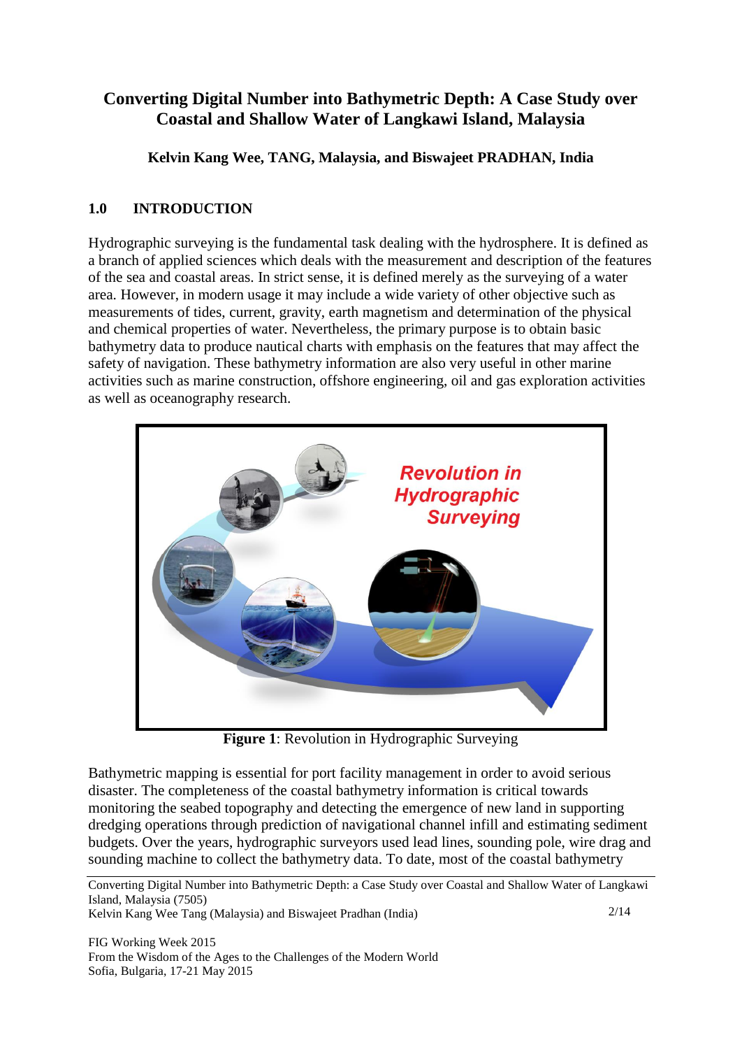# Converting Digital Number into Bathymetric Depth: A Case Study over Coastal and Shallow Water of Langkawi Island, Malaysia

**Kelvin Kang Wee, TANG, Malaysia, and Biswajeet PRADHAN, India**

## 1.0 INTRODUCTION

Hydrographic surveying is the fundamental task dealing with the hydrosphere. It is defined as a branch of applied sciences which deals with the measurement and description of the features of the sea and coastal areas. In strict sense, it is defined merely as the surveying of a water area. However, in modern usage it may include a wide variety of other objective such as measurements of tides, current, gravity, earth magnetism and determination of the physical and chemical properties of water. Nevertheless, the primary purpose is to obtain basic bathymetry data to produce nautical charts with emphasis on the features that may affect the safety of navigation. These bathymetry information are also very useful in other marine activities such as marine construction, offshore engineering, oil and gas exploration activities as well as oceanography research.

**Figure 1**: Revolution in Hydrographic Surveying

Bathymetric mapping is essential for port facility management in order to avoid serious disaster. The completeness of the coastal bathymetry information is critical towards monitoring the seabed topography and detecting the emergence of new land in supporting dredging operations through prediction of navigational channel infill and estimating sediment budgets. Over the years, hydrographic surveyors used lead lines, sounding pole, wire drag and sounding machine to collect the bathymetry data. To date, most of the coastal bathymetry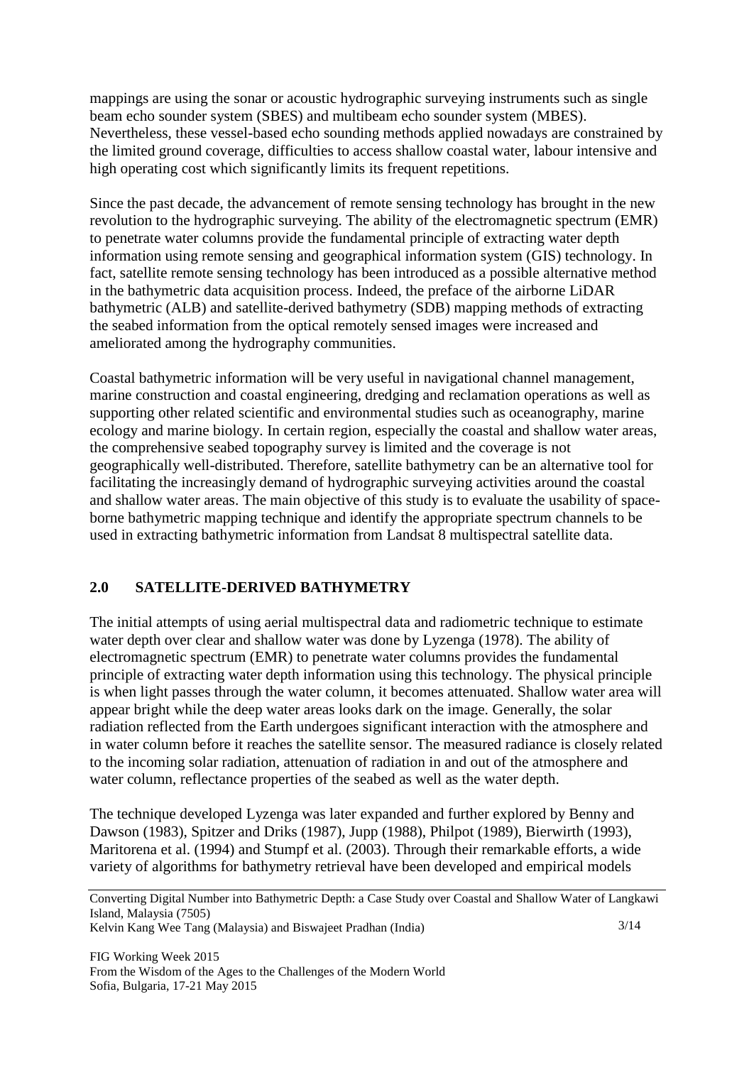mappings are using the sonar or acoustic hydrographic surveying instruments such as single beam echo sounder system (SBES) and multibeam echo sounder system (MBES). Nevertheless, these vessel-based echo sounding methods applied nowadays are constrained by the limited ground coverage, difficulties to access shallow coastal water, labour intensive and high operating cost which significantly limits its frequent repetitions.

Since the past decade, the advancement of remote sensing technology has brought in the new revolution to the hydrographic surveying. The ability of the electromagnetic spectrum (EMR) to penetrate water columns provide the fundamental principle of extracting water depth information using remote sensing and geographical information system (GIS) technology. In fact, satellite remote sensing technology has been introduced as a possible alternative method in the bathymetric data acquisition process. Indeed, the preface of the airborne LiDAR bathymetric (ALB) and satellite-derived bathymetry (SDB) mapping methods of extracting the seabed information from the optical remotely sensed images were increased and ameliorated among the hydrography communities.

Coastal bathymetric information will be very useful in navigational channel management, marine construction and coastal engineering, dredging and reclamation operations as well as supporting other related scientific and environmental studies such as oceanography, marine ecology and marine biology. In certain region, especially the coastal and shallow water areas, the comprehensive seabed topography survey is limited and the coverage is not geographically well-distributed. Therefore, satellite bathymetry can be an alternative tool for facilitating the increasingly demand of hydrographic surveying activities around the coastal and shallow water areas. The main objective of this study is to evaluate the usability of space-borne bathymetric mapping technique and identify the appropriate spectrum channels to be used in extracting bathymetric information from Landsat 8 multispectral satellite data.

## 2.0 SATELLITE-DERIVED BATHYMETRY

The initial attempts of using aerial multispectral data and radiometric technique to estimate water depth over clear and shallow water was done by Lyzenga (1978). The ability of electromagnetic spectrum (EMR) to penetrate water columns provides the fundamental principle of extracting water depth information using this technology. The physical principle is when light passes through the water column, it becomes attenuated. Shallow water area will appear bright while the deep water areas looks dark on the image. Generally, the solar radiation reflected from the Earth undergoes significant interaction with the atmosphere and in water column before it reaches the satellite sensor. The measured radiance is closely related to the incoming solar radiation, attenuation of radiation in and out of the atmosphere and water column, reflectance properties of the seabed as well as the water depth.

The technique developed Lyzenga was later expanded and further explored by Benny and Dawson (1983), Spitzer and Driks (1987), Jupp (1988), Philpot (1989), Bierwirth (1993), Maritorena et al. (1994) and Stumpf et al. (2003). Through their remarkable efforts, a wide variety of algorithms for bathymetry retrieval have been developed and empirical models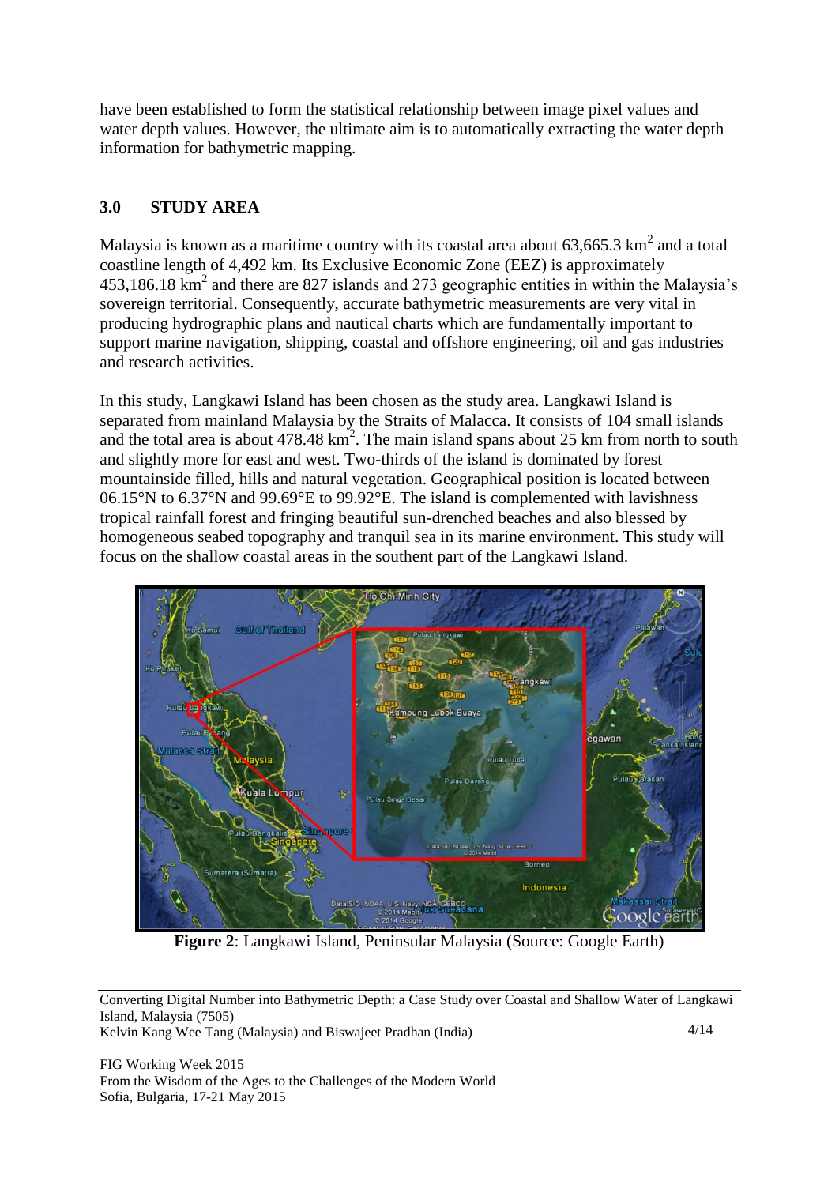have been established to form the statistical relationship between image pixel values and water depth values. However, the ultimate aim is to automatically extracting the water depth information for bathymetric mapping.

## 3.0 STUDY AREA

Malaysia is known as a maritime country with its coastal area about 63,665.3 km$^2$ and a total coastline length of 4,492 km. Its Exclusive Economic Zone (EEZ) is approximately 453,186.18 km$^2$ and there are 827 islands and 273 geographic entities in within the Malaysia's sovereign territorial. Consequently, accurate bathymetric measurements are very vital in producing hydrographic plans and nautical charts which are fundamentally important to support marine navigation, shipping, coastal and offshore engineering, oil and gas industries and research activities.

In this study, Langkawi Island has been chosen as the study area. Langkawi Island is separated from mainland Malaysia by the Straits of Malacca. It consists of 104 small islands and the total area is about 478.48 km$^2$. The main island spans about 25 km from north to south and slightly more for east and west. Two-thirds of the island is dominated by forest mountainside filled, hills and natural vegetation. Geographical position is located between 06.15°N to 6.37°N and 99.69°E to 99.92°E. The island is complemented with lavishness tropical rainfall forest and fringing beautiful sun-drenched beaches and also blessed by homogeneous seabed topography and tranquil sea in its marine environment. This study will focus on the shallow coastal areas in the southent part of the Langkawi Island.

**Figure 2**: Langkawi Island, Peninsular Malaysia (Source: Google Earth)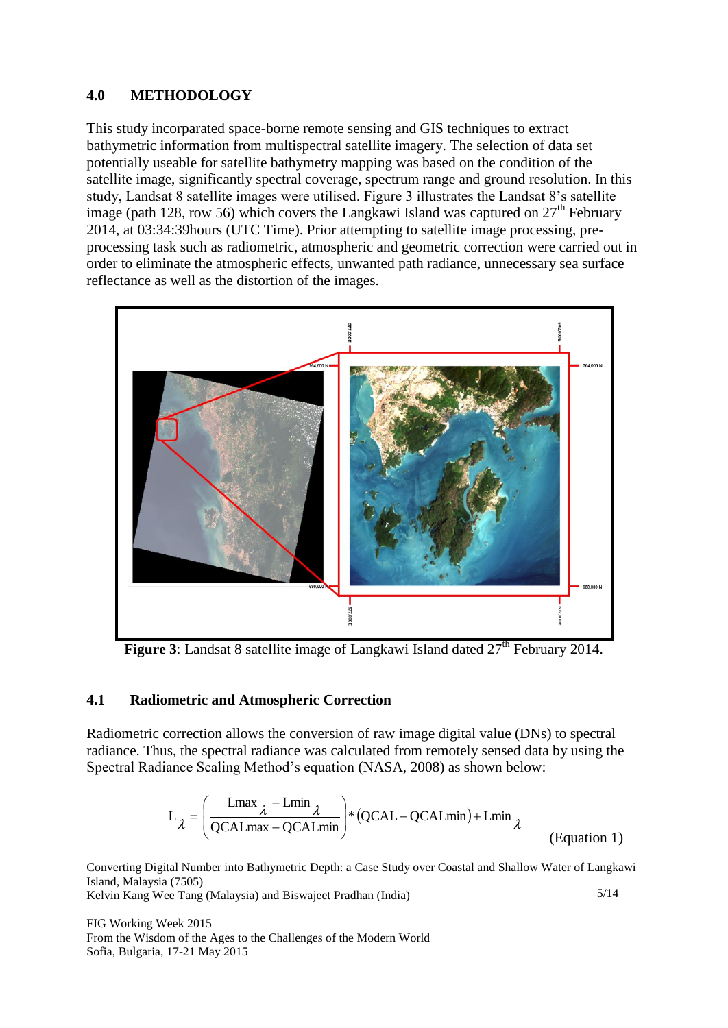## 4.0 METHODOLOGY

This study incorparated space-borne remote sensing and GIS techniques to extract bathymetric information from multispectral satellite imagery. The selection of data set potentially useable for satellite bathymetry mapping was based on the condition of the satellite image, significantly spectral coverage, spectrum range and ground resolution. In this study, Landsat 8 satellite images were utilised. Figure 3 illustrates the Landsat 8's satellite image (path 128, row 56) which covers the Langkawi Island was captured on 27th February 2014, at 03:34:39hours (UTC Time). Prior attempting to satellite image processing, pre-processing task such as radiometric, atmospheric and geometric correction were carried out in order to eliminate the atmospheric effects, unwanted path radiance, unnecessary sea surface reflectance as well as the distortion of the images.

**Figure 3**: Landsat 8 satellite image of Langkawi Island dated 27th February 2014.

### 4.1 Radiometric and Atmospheric Correction

Radiometric correction allows the conversion of raw image digital value (DNs) to spectral radiance. Thus, the spectral radiance was calculated from remotely sensed data by using the Spectral Radiance Scaling Method's equation (NASA, 2008) as shown below:

$$L_{\lambda} = \left( \frac{Lmax_{\lambda} - Lmin_{\lambda}}{QCALmax - QCALmin} \right) * (QCAL - QCALmin) + Lmin_{\lambda} \qquad \text{(Equation 1)}$$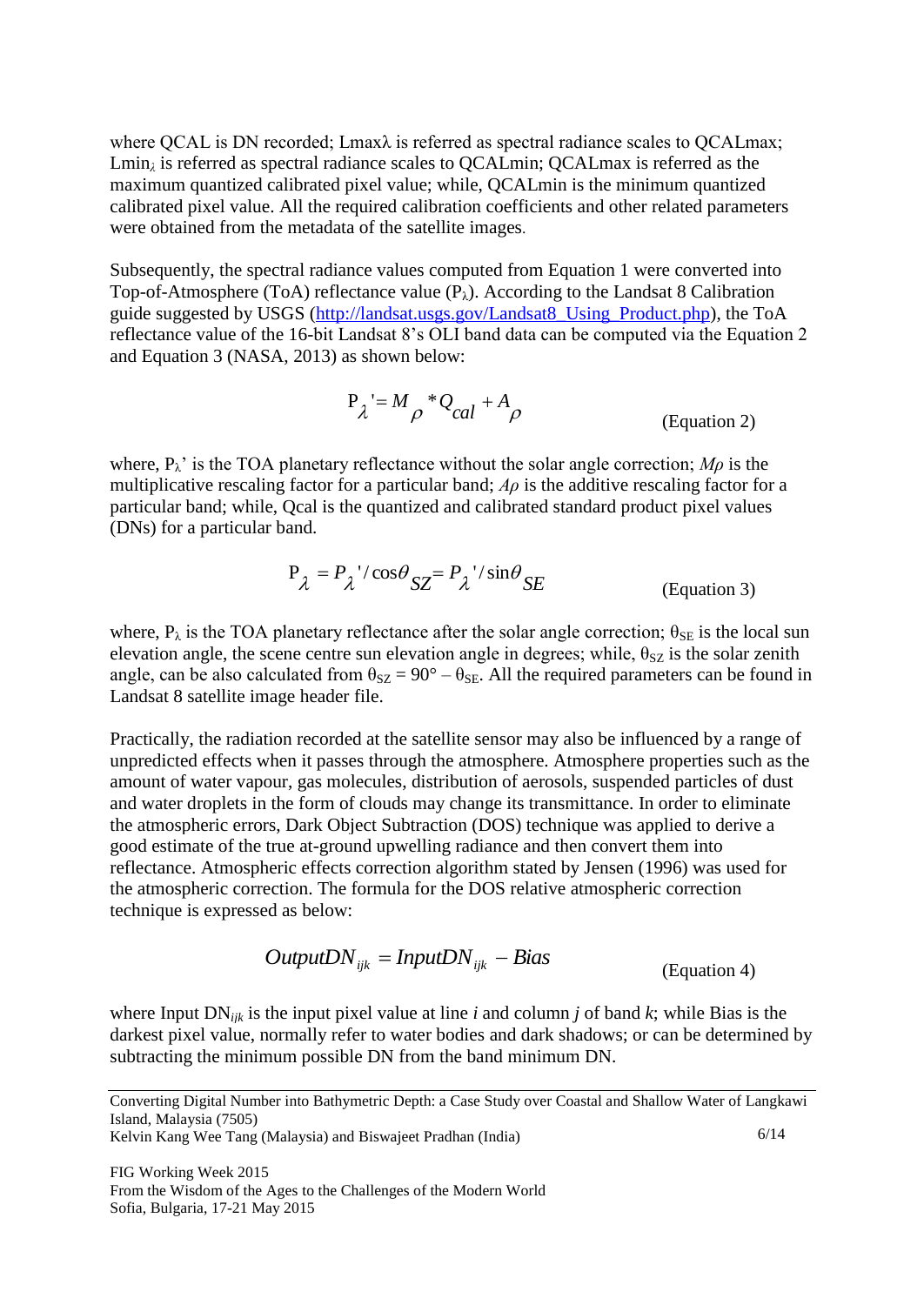where QCAL is DN recorded; $L_{max\lambda}$ is referred as spectral radiance scales to QCALmax; $L_{min\lambda}$ is referred as spectral radiance scales to QCALmin; QCALmax is referred as the maximum quantized calibrated pixel value; while, QCALmin is the minimum quantized calibrated pixel value. All the required calibration coefficients and other related parameters were obtained from the metadata of the satellite images.

Subsequently, the spectral radiance values computed from Equation 1 were converted into Top-of-Atmosphere (ToA) reflectance value ($P_\lambda$). According to the Landsat 8 Calibration guide suggested by USGS (http://landsat.usgs.gov/Landsat8_Using_Product.php), the ToA reflectance value of the 16-bit Landsat 8's OLI band data can be computed via the Equation 2 and Equation 3 (NASA, 2013) as shown below:

$$P_\lambda' = M_\rho * Q_{cal} + A_\rho \qquad \text{(Equation 2)}$$

where, $P_\lambda'$ is the TOA planetary reflectance without the solar angle correction; $M\rho$ is the multiplicative rescaling factor for a particular band; $A\rho$ is the additive rescaling factor for a particular band; while, Qcal is the quantized and calibrated standard product pixel values (DNs) for a particular band.

$$P_\lambda = P_\lambda' / \cos\theta_{SZ} = P_\lambda' / \sin\theta_{SE} \qquad \text{(Equation 3)}$$

where, $P_\lambda$ is the TOA planetary reflectance after the solar angle correction; $\theta_{SE}$ is the local sun elevation angle, the scene centre sun elevation angle in degrees; while, $\theta_{SZ}$ is the solar zenith angle, can be also calculated from $\theta_{SZ} = 90° - \theta_{SE}$. All the required parameters can be found in Landsat 8 satellite image header file.

Practically, the radiation recorded at the satellite sensor may also be influenced by a range of unpredicted effects when it passes through the atmosphere. Atmosphere properties such as the amount of water vapour, gas molecules, distribution of aerosols, suspended particles of dust and water droplets in the form of clouds may change its transmittance. In order to eliminate the atmospheric errors, Dark Object Subtraction (DOS) technique was applied to derive a good estimate of the true at-ground upwelling radiance and then convert them into reflectance. Atmospheric effects correction algorithm stated by Jensen (1996) was used for the atmospheric correction. The formula for the DOS relative atmospheric correction technique is expressed as below:

$$OutputDN_{ijk} = InputDN_{ijk} - Bias \qquad \text{(Equation 4)}$$

where Input $DN_{ijk}$ is the input pixel value at line *i* and column *j* of band *k*; while Bias is the darkest pixel value, normally refer to water bodies and dark shadows; or can be determined by subtracting the minimum possible DN from the band minimum DN.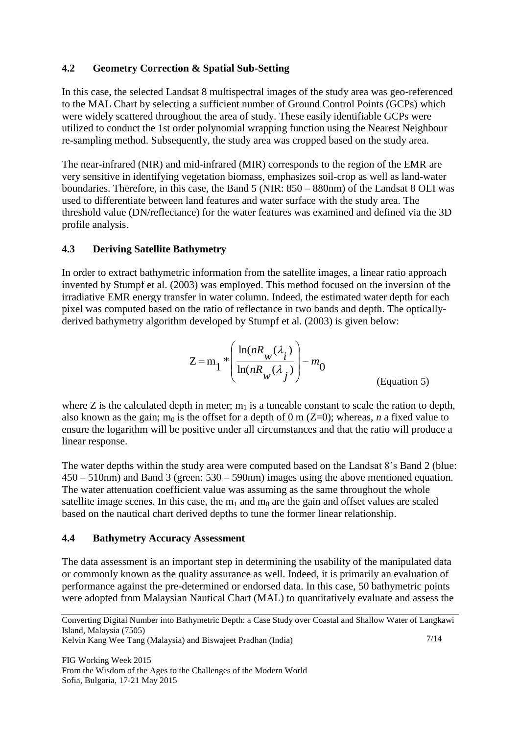### 4.2 Geometry Correction & Spatial Sub-Setting

In this case, the selected Landsat 8 multispectral images of the study area was geo-referenced to the MAL Chart by selecting a sufficient number of Ground Control Points (GCPs) which were widely scattered throughout the area of study. These easily identifiable GCPs were utilized to conduct the 1st order polynomial wrapping function using the Nearest Neighbour re-sampling method. Subsequently, the study area was cropped based on the study area.

The near-infrared (NIR) and mid-infrared (MIR) corresponds to the region of the EMR are very sensitive in identifying vegetation biomass, emphasizes soil-crop as well as land-water boundaries. Therefore, in this case, the Band 5 (NIR: 850 – 880nm) of the Landsat 8 OLI was used to differentiate between land features and water surface with the study area. The threshold value (DN/reflectance) for the water features was examined and defined via the 3D profile analysis.

### 4.3 Deriving Satellite Bathymetry

In order to extract bathymetric information from the satellite images, a linear ratio approach invented by Stumpf et al. (2003) was employed. This method focused on the inversion of the irradiative EMR energy transfer in water column. Indeed, the estimated water depth for each pixel was computed based on the ratio of reflectance in two bands and depth. The optically-derived bathymetry algorithm developed by Stumpf et al. (2003) is given below:

$$Z = m_1 * \left( \frac{\ln(nR_w(\lambda_i))}{\ln(nR_w(\lambda_j))} \right) - m_0 \qquad \text{(Equation 5)}$$

where Z is the calculated depth in meter; $m_1$ is a tuneable constant to scale the ration to depth, also known as the gain; $m_0$ is the offset for a depth of 0 m (Z=0); whereas, *n* a fixed value to ensure the logarithm will be positive under all circumstances and that the ratio will produce a linear response.

The water depths within the study area were computed based on the Landsat 8's Band 2 (blue: 450 – 510nm) and Band 3 (green: 530 – 590nm) images using the above mentioned equation. The water attenuation coefficient value was assuming as the same throughout the whole satellite image scenes. In this case, the $m_1$ and $m_0$ are the gain and offset values are scaled based on the nautical chart derived depths to tune the former linear relationship.

### 4.4 Bathymetry Accuracy Assessment

The data assessment is an important step in determining the usability of the manipulated data or commonly known as the quality assurance as well. Indeed, it is primarily an evaluation of performance against the pre-determined or endorsed data. In this case, 50 bathymetric points were adopted from Malaysian Nautical Chart (MAL) to quantitatively evaluate and assess the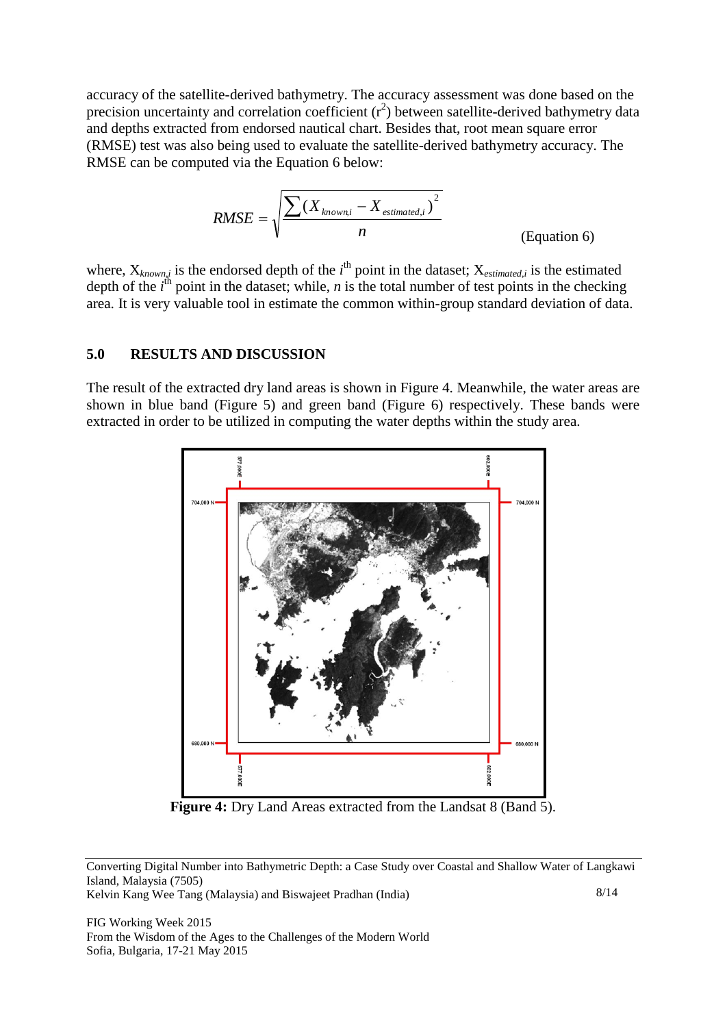accuracy of the satellite-derived bathymetry. The accuracy assessment was done based on the precision uncertainty and correlation coefficient ($r^2$) between satellite-derived bathymetry data and depths extracted from endorsed nautical chart. Besides that, root mean square error (RMSE) test was also being used to evaluate the satellite-derived bathymetry accuracy. The RMSE can be computed via the Equation 6 below:

$$RMSE = \sqrt{\frac{\sum (X_{known,i} - X_{estimated,i})^2}{n}} \qquad \text{(Equation 6)}$$

where, $X_{known,i}$ is the endorsed depth of the $i^{th}$ point in the dataset; $X_{estimated,i}$ is the estimated depth of the $i^{th}$ point in the dataset; while, $n$ is the total number of test points in the checking area. It is very valuable tool in estimate the common within-group standard deviation of data.

## 5.0 RESULTS AND DISCUSSION

The result of the extracted dry land areas is shown in Figure 4. Meanwhile, the water areas are shown in blue band (Figure 5) and green band (Figure 6) respectively. These bands were extracted in order to be utilized in computing the water depths within the study area.

**Figure 4:** Dry Land Areas extracted from the Landsat 8 (Band 5).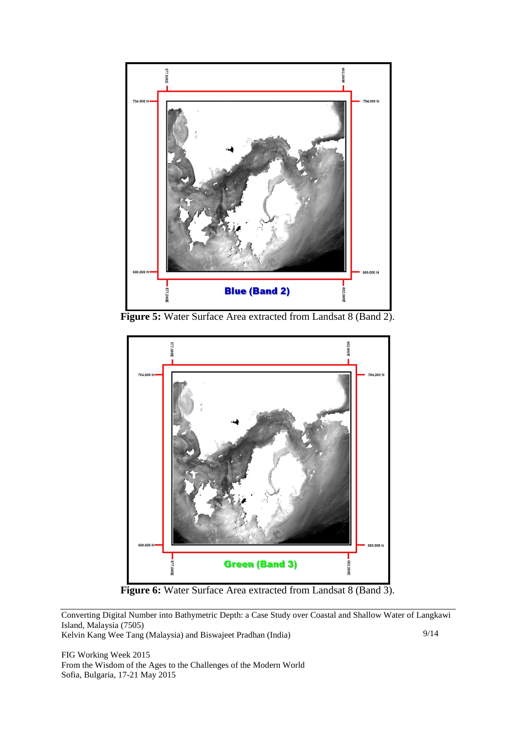**Figure 5:** Water Surface Area extracted from Landsat 8 (Band 2).

**Figure 6:** Water Surface Area extracted from Landsat 8 (Band 3).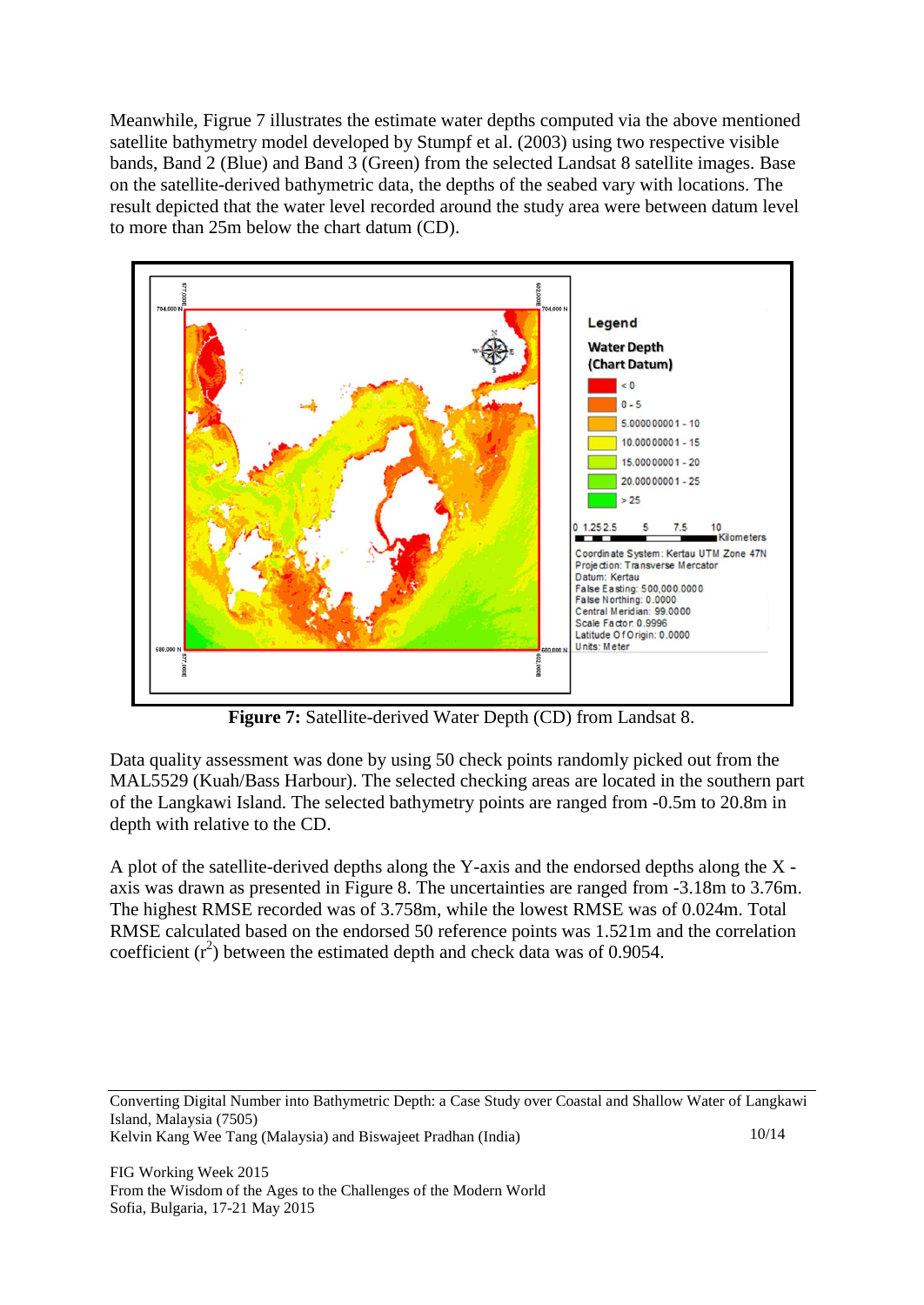Meanwhile, Figrue 7 illustrates the estimate water depths computed via the above mentioned satellite bathymetry model developed by Stumpf et al. (2003) using two respective visible bands, Band 2 (Blue) and Band 3 (Green) from the selected Landsat 8 satellite images. Base on the satellite-derived bathymetric data, the depths of the seabed vary with locations. The result depicted that the water level recorded around the study area were between datum level to more than 25m below the chart datum (CD).

**Figure 7:** Satellite-derived Water Depth (CD) from Landsat 8.

Data quality assessment was done by using 50 check points randomly picked out from the MAL5529 (Kuah/Bass Harbour). The selected checking areas are located in the southern part of the Langkawi Island. The selected bathymetry points are ranged from -0.5m to 20.8m in depth with relative to the CD.

A plot of the satellite-derived depths along the Y-axis and the endorsed depths along the X - axis was drawn as presented in Figure 8. The uncertainties are ranged from -3.18m to 3.76m. The highest RMSE recorded was of 3.758m, while the lowest RMSE was of 0.024m. Total RMSE calculated based on the endorsed 50 reference points was 1.521m and the correlation coefficient ($r^2$) between the estimated depth and check data was of 0.9054.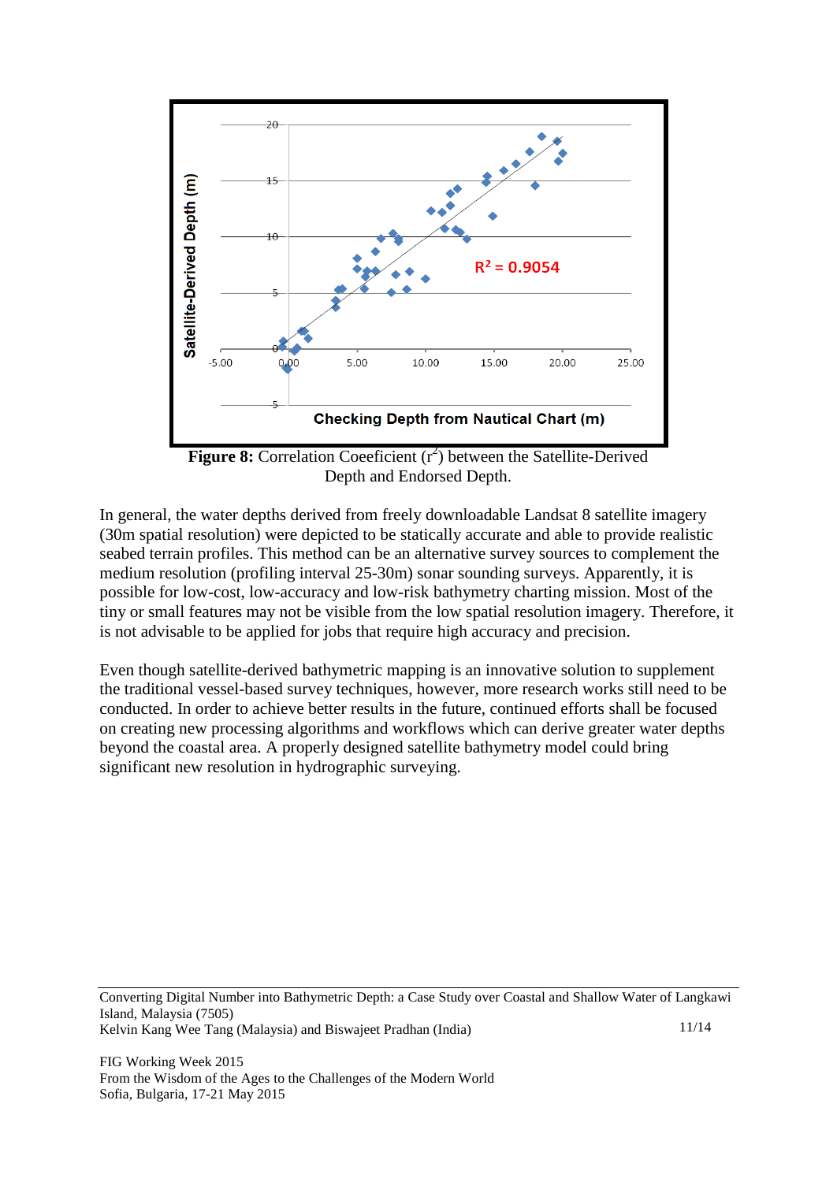**Figure 8:** Correlation Coeeficient ($r^2$) between the Satellite-Derived Depth and Endorsed Depth.

In general, the water depths derived from freely downloadable Landsat 8 satellite imagery (30m spatial resolution) were depicted to be statically accurate and able to provide realistic seabed terrain profiles. This method can be an alternative survey sources to complement the medium resolution (profiling interval 25-30m) sonar sounding surveys. Apparently, it is possible for low-cost, low-accuracy and low-risk bathymetry charting mission. Most of the tiny or small features may not be visible from the low spatial resolution imagery. Therefore, it is not advisable to be applied for jobs that require high accuracy and precision.

Even though satellite-derived bathymetric mapping is an innovative solution to supplement the traditional vessel-based survey techniques, however, more research works still need to be conducted. In order to achieve better results in the future, continued efforts shall be focused on creating new processing algorithms and workflows which can derive greater water depths beyond the coastal area. A properly designed satellite bathymetry model could bring significant new resolution in hydrographic surveying.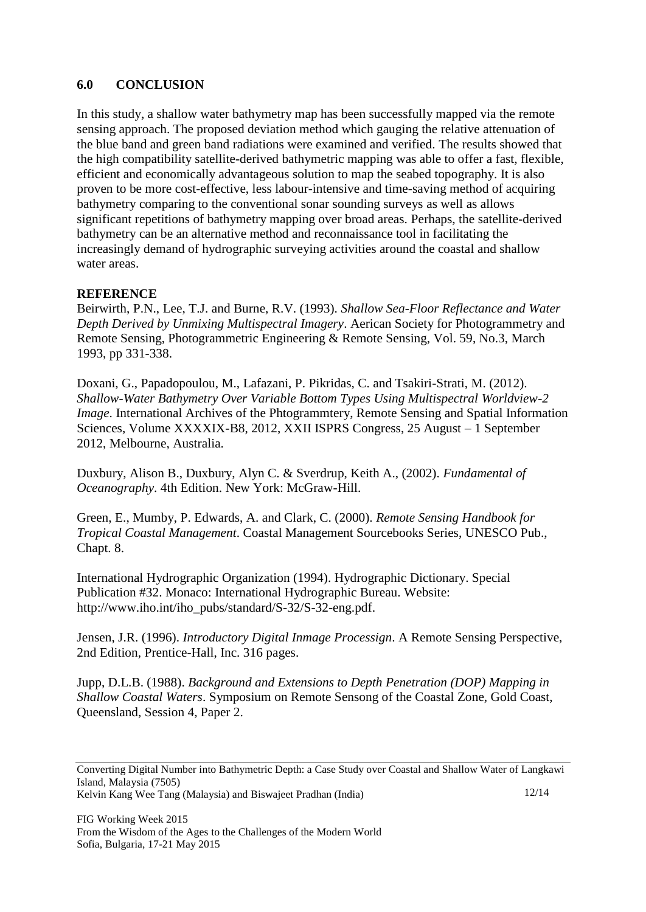## 6.0 CONCLUSION

In this study, a shallow water bathymetry map has been successfully mapped via the remote sensing approach. The proposed deviation method which gauging the relative attenuation of the blue band and green band radiations were examined and verified. The results showed that the high compatibility satellite-derived bathymetric mapping was able to offer a fast, flexible, efficient and economically advantageous solution to map the seabed topography. It is also proven to be more cost-effective, less labour-intensive and time-saving method of acquiring bathymetry comparing to the conventional sonar sounding surveys as well as allows significant repetitions of bathymetry mapping over broad areas. Perhaps, the satellite-derived bathymetry can be an alternative method and reconnaissance tool in facilitating the increasingly demand of hydrographic surveying activities around the coastal and shallow water areas.

**REFERENCE**

Beirwirth, P.N., Lee, T.J. and Burne, R.V. (1993). *Shallow Sea-Floor Reflectance and Water Depth Derived by Unmixing Multispectral Imagery*. Aerican Society for Photogrammetry and Remote Sensing, Photogrammetric Engineering & Remote Sensing, Vol. 59, No.3, March 1993, pp 331-338.

Doxani, G., Papadopoulou, M., Lafazani, P. Pikridas, C. and Tsakiri-Strati, M. (2012). *Shallow-Water Bathymetry Over Variable Bottom Types Using Multispectral Worldview-2 Image*. International Archives of the Phtogrammtery, Remote Sensing and Spatial Information Sciences, Volume XXXXIX-B8, 2012, XXII ISPRS Congress, 25 August – 1 September 2012, Melbourne, Australia.

Duxbury, Alison B., Duxbury, Alyn C. & Sverdrup, Keith A., (2002). *Fundamental of Oceanography*. 4th Edition. New York: McGraw-Hill.

Green, E., Mumby, P. Edwards, A. and Clark, C. (2000). *Remote Sensing Handbook for Tropical Coastal Management*. Coastal Management Sourcebooks Series, UNESCO Pub., Chapt. 8.

International Hydrographic Organization (1994). Hydrographic Dictionary. Special Publication #32. Monaco: International Hydrographic Bureau. Website: http://www.iho.int/iho_pubs/standard/S-32/S-32-eng.pdf.

Jensen, J.R. (1996). *Introductory Digital Inmage Processign*. A Remote Sensing Perspective, 2nd Edition, Prentice-Hall, Inc. 316 pages.

Jupp, D.L.B. (1988). *Background and Extensions to Depth Penetration (DOP) Mapping in Shallow Coastal Waters*. Symposium on Remote Sensong of the Coastal Zone, Gold Coast, Queensland, Session 4, Paper 2.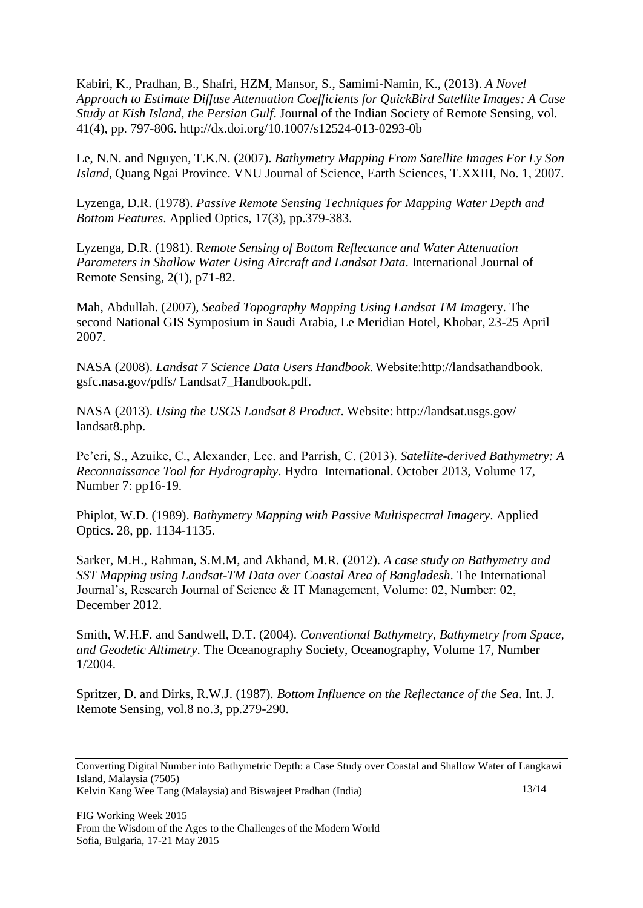Kabiri, K., Pradhan, B., Shafri, HZM, Mansor, S., Samimi-Namin, K., (2013). *A Novel Approach to Estimate Diffuse Attenuation Coefficients for QuickBird Satellite Images: A Case Study at Kish Island, the Persian Gulf*. Journal of the Indian Society of Remote Sensing, vol. 41(4), pp. 797-806. http://dx.doi.org/10.1007/s12524-013-0293-0b

Le, N.N. and Nguyen, T.K.N. (2007). *Bathymetry Mapping From Satellite Images For Ly Son Island*, Quang Ngai Province. VNU Journal of Science, Earth Sciences, T.XXIII, No. 1, 2007.

Lyzenga, D.R. (1978). *Passive Remote Sensing Techniques for Mapping Water Depth and Bottom Features*. Applied Optics, 17(3), pp.379-383.

Lyzenga, D.R. (1981). R*emote Sensing of Bottom Reflectance and Water Attenuation Parameters in Shallow Water Using Aircraft and Landsat Data*. International Journal of Remote Sensing, 2(1), p71-82.

Mah, Abdullah. (2007), *Seabed Topography Mapping Using Landsat TM Ima*gery. The second National GIS Symposium in Saudi Arabia, Le Meridian Hotel, Khobar, 23-25 April 2007.

NASA (2008). *Landsat 7 Science Data Users Handbook*. Website:http://landsathandbook. gsfc.nasa.gov/pdfs/ Landsat7_Handbook.pdf.

NASA (2013). *Using the USGS Landsat 8 Product*. Website: http://landsat.usgs.gov/ landsat8.php.

Pe'eri, S., Azuike, C., Alexander, Lee. and Parrish, C. (2013). *Satellite-derived Bathymetry: A Reconnaissance Tool for Hydrography*. Hydro International. October 2013, Volume 17, Number 7: pp16-19.

Phiplot, W.D. (1989). *Bathymetry Mapping with Passive Multispectral Imagery*. Applied Optics. 28, pp. 1134-1135.

Sarker, M.H., Rahman, S.M.M, and Akhand, M.R. (2012). *A case study on Bathymetry and SST Mapping using Landsat-TM Data over Coastal Area of Bangladesh*. The International Journal's, Research Journal of Science & IT Management, Volume: 02, Number: 02, December 2012.

Smith, W.H.F. and Sandwell, D.T. (2004). *Conventional Bathymetry, Bathymetry from Space, and Geodetic Altimetry*. The Oceanography Society, Oceanography, Volume 17, Number 1/2004.

Spritzer, D. and Dirks, R.W.J. (1987). *Bottom Influence on the Reflectance of the Sea*. Int. J. Remote Sensing, vol.8 no.3, pp.279-290.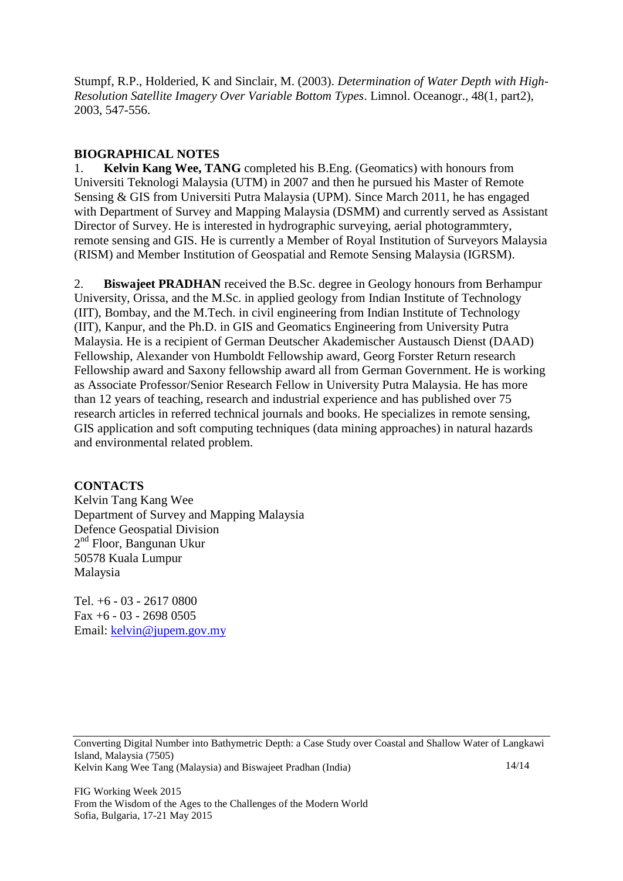Stumpf, R.P., Holderied, K and Sinclair, M. (2003). *Determination of Water Depth with High-Resolution Satellite Imagery Over Variable Bottom Types*. Limnol. Oceanogr., 48(1, part2), 2003, 547-556.

## BIOGRAPHICAL NOTES

1. **Kelvin Kang Wee, TANG** completed his B.Eng. (Geomatics) with honours from Universiti Teknologi Malaysia (UTM) in 2007 and then he pursued his Master of Remote Sensing & GIS from Universiti Putra Malaysia (UPM). Since March 2011, he has engaged with Department of Survey and Mapping Malaysia (DSMM) and currently served as Assistant Director of Survey. He is interested in hydrographic surveying, aerial photogrammtery, remote sensing and GIS. He is currently a Member of Royal Institution of Surveyors Malaysia (RISM) and Member Institution of Geospatial and Remote Sensing Malaysia (IGRSM).

2. **Biswajeet PRADHAN** received the B.Sc. degree in Geology honours from Berhampur University, Orissa, and the M.Sc. in applied geology from Indian Institute of Technology (IIT), Bombay, and the M.Tech. in civil engineering from Indian Institute of Technology (IIT), Kanpur, and the Ph.D. in GIS and Geomatics Engineering from University Putra Malaysia. He is a recipient of German Deutscher Akademischer Austausch Dienst (DAAD) Fellowship, Alexander von Humboldt Fellowship award, Georg Forster Return research Fellowship award and Saxony fellowship award all from German Government. He is working as Associate Professor/Senior Research Fellow in University Putra Malaysia. He has more than 12 years of teaching, research and industrial experience and has published over 75 research articles in referred technical journals and books. He specializes in remote sensing, GIS application and soft computing techniques (data mining approaches) in natural hazards and environmental related problem.

## CONTACTS

Kelvin Tang Kang Wee
Department of Survey and Mapping Malaysia
Defence Geospatial Division
2nd Floor, Bangunan Ukur
50578 Kuala Lumpur
Malaysia

Tel. +6 - 03 - 2617 0800
Fax +6 - 03 - 2698 0505
Email: kelvin@jupem.gov.my